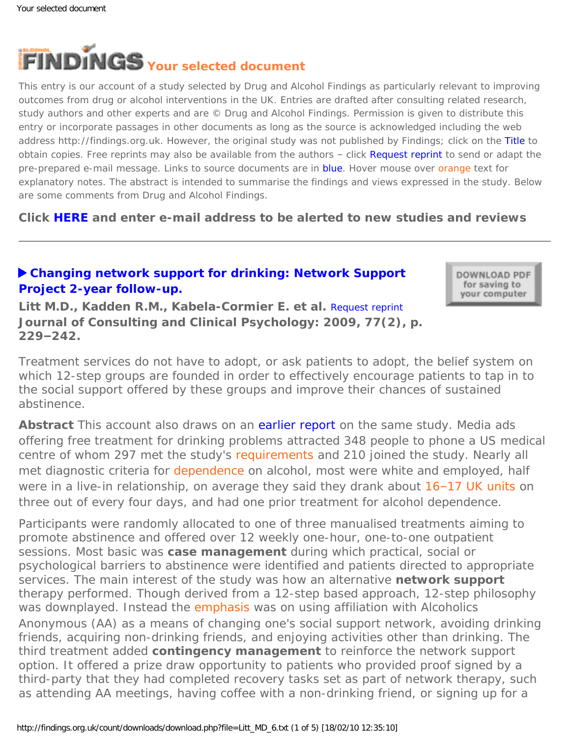# Your selected document

This entry is our account of a study selected by Drug and Alcohol Findings as particularly relevant to improving outcomes from drug or alcohol interventions in the UK. Entries are drafted after consulting related research, study authors and other experts and are © Drug and Alcohol Findings. Permission is given to distribute this entry or incorporate passages in other documents as long as the source is acknowledged including the web address http://findings.org.uk. However, the original study was not published by Findings; click on the Title to obtain copies. Free reprints may also be available from the authors – click Request reprint to send or adapt the pre-prepared e-mail message. Links to source documents are in blue. Hover mouse over orange text for explanatory notes. The abstract is intended to summarise the findings and views expressed in the study. Below are some comments from Drug and Alcohol Findings.

**Click HERE and enter e-mail address to be alerted to new studies and reviews**

---

## ▶ Changing network support for drinking: Network Support Project 2-year follow-up.

**Litt M.D., Kadden R.M., Kabela-Cormier E. et al.** Request reprint
**Journal of Consulting and Clinical Psychology: 2009, 77(2), p. 229–242.**

DOWNLOAD PDF for saving to your computer

Treatment services do not have to adopt, or ask patients to adopt, the belief system on which 12-step groups are founded in order to effectively encourage patients to tap in to the social support offered by these groups and improve their chances of sustained abstinence.

**Abstract** This account also draws on an earlier report on the same study. Media ads offering free treatment for drinking problems attracted 348 people to phone a US medical centre of whom 297 met the study's requirements and 210 joined the study. Nearly all met diagnostic criteria for dependence on alcohol, most were white and employed, half were in a live-in relationship, on average they said they drank about 16–17 UK units on three out of every four days, and had one prior treatment for alcohol dependence.

Participants were randomly allocated to one of three manualised treatments aiming to promote abstinence and offered over 12 weekly one-hour, one-to-one outpatient sessions. Most basic was **case management** during which practical, social or psychological barriers to abstinence were identified and patients directed to appropriate services. The main interest of the study was how an alternative **network support** therapy performed. Though derived from a 12-step based approach, 12-step philosophy was downplayed. Instead the emphasis was on using affiliation with Alcoholics Anonymous (AA) as a means of changing one's social support network, avoiding drinking friends, acquiring non-drinking friends, and enjoying activities other than drinking. The third treatment added **contingency management** to reinforce the network support option. It offered a prize draw opportunity to patients who provided proof signed by a third-party that they had completed recovery tasks set as part of network therapy, such as attending AA meetings, having coffee with a non-drinking friend, or signing up for a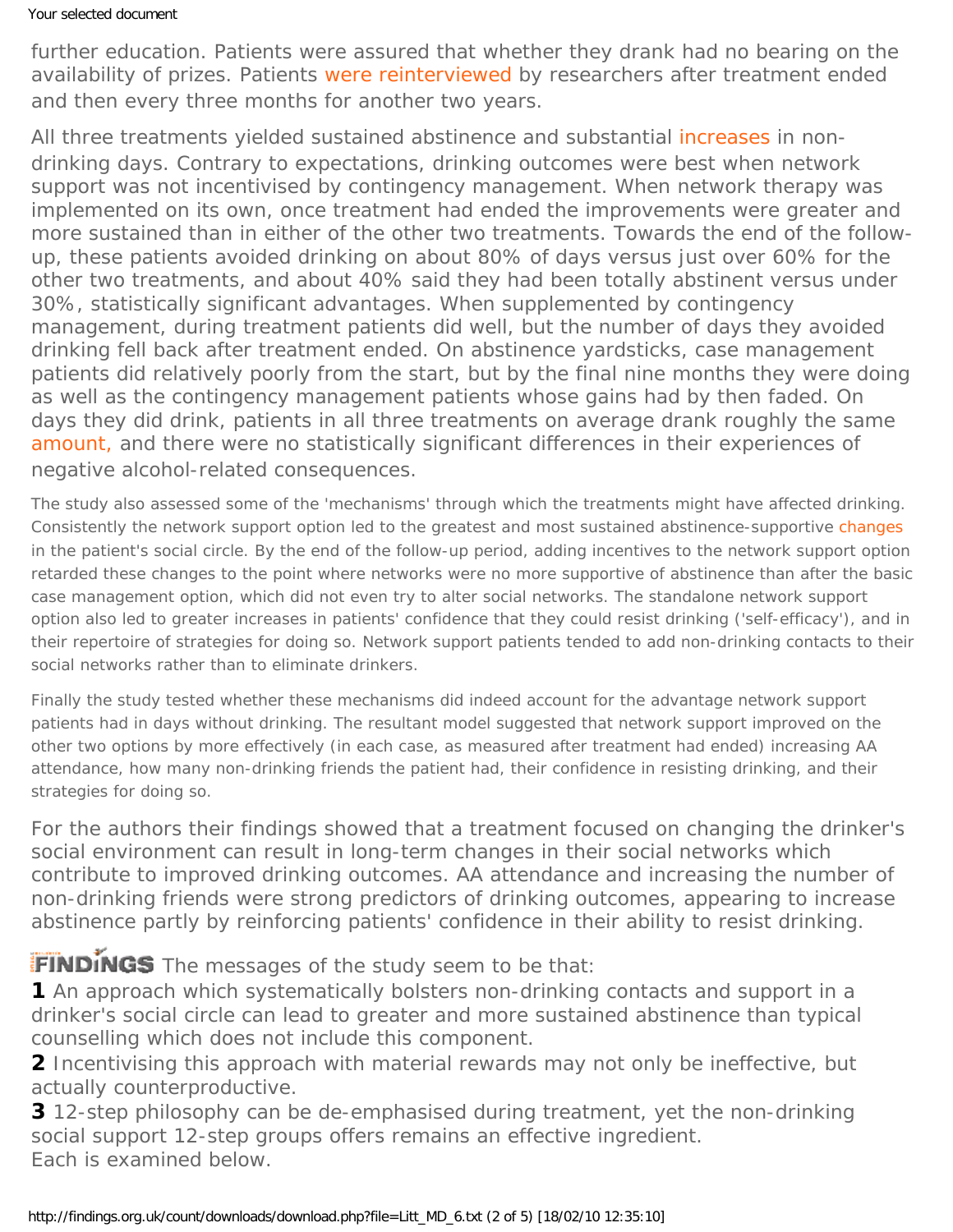further education. Patients were assured that whether they drank had no bearing on the availability of prizes. Patients were reinterviewed by researchers after treatment ended and then every three months for another two years.

All three treatments yielded sustained abstinence and substantial increases in non-drinking days. Contrary to expectations, drinking outcomes were best when network support was not incentivised by contingency management. When network therapy was implemented on its own, once treatment had ended the improvements were greater and more sustained than in either of the other two treatments. Towards the end of the follow-up, these patients avoided drinking on about 80% of days versus just over 60% for the other two treatments, and about 40% said they had been totally abstinent versus under 30%, statistically significant advantages. When supplemented by contingency management, during treatment patients did well, but the number of days they avoided drinking fell back after treatment ended. On abstinence yardsticks, case management patients did relatively poorly from the start, but by the final nine months they were doing as well as the contingency management patients whose gains had by then faded. On days they did drink, patients in all three treatments on average drank roughly the same amount, and there were no statistically significant differences in their experiences of negative alcohol-related consequences.

The study also assessed some of the 'mechanisms' through which the treatments might have affected drinking. Consistently the network support option led to the greatest and most sustained abstinence-supportive changes in the patient's social circle. By the end of the follow-up period, adding incentives to the network support option retarded these changes to the point where networks were no more supportive of abstinence than after the basic case management option, which did not even try to alter social networks. The standalone network support option also led to greater increases in patients' confidence that they could resist drinking ('self-efficacy'), and in their repertoire of strategies for doing so. Network support patients tended to add non-drinking contacts to their social networks rather than to eliminate drinkers.

Finally the study tested whether these mechanisms did indeed account for the advantage network support patients had in days without drinking. The resultant model suggested that network support improved on the other two options by more effectively (in each case, as measured after treatment had ended) increasing AA attendance, how many non-drinking friends the patient had, their confidence in resisting drinking, and their strategies for doing so.

For the authors their findings showed that a treatment focused on changing the drinker's social environment can result in long-term changes in their social networks which contribute to improved drinking outcomes. AA attendance and increasing the number of non-drinking friends were strong predictors of drinking outcomes, appearing to increase abstinence partly by reinforcing patients' confidence in their ability to resist drinking.

**FINDINGS** The messages of the study seem to be that:

**1** An approach which systematically bolsters non-drinking contacts and support in a drinker's social circle can lead to greater and more sustained abstinence than typical counselling which does not include this component.

**2** Incentivising this approach with material rewards may not only be ineffective, but actually counterproductive.

**3** 12-step philosophy can be de-emphasised during treatment, yet the non-drinking social support 12-step groups offers remains an effective ingredient.

Each is examined below.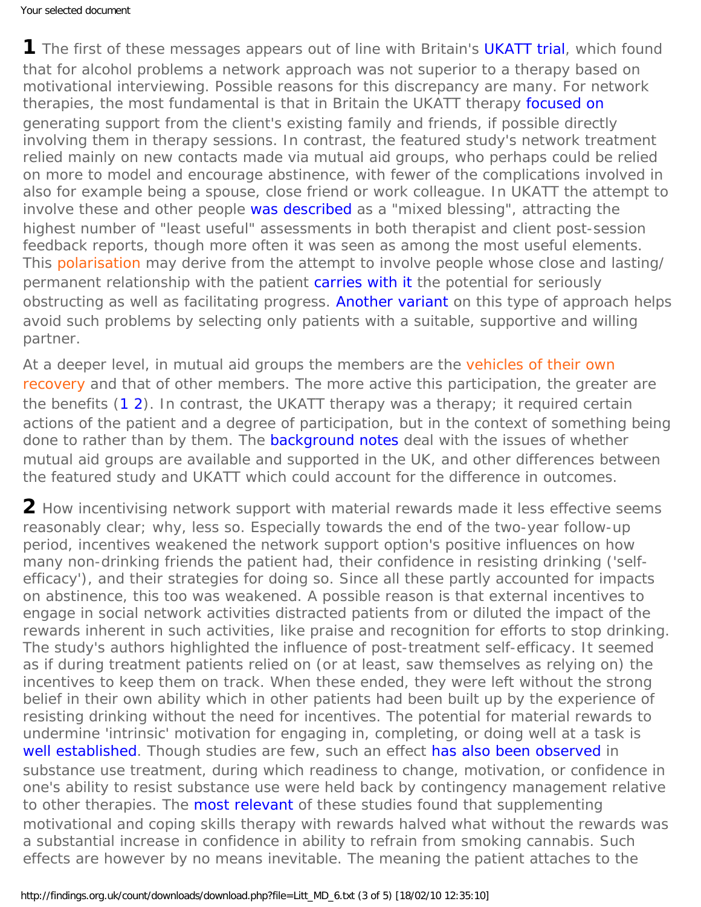**1** The first of these messages appears out of line with Britain's UKATT trial, which found that for alcohol problems a network approach was not superior to a therapy based on motivational interviewing. Possible reasons for this discrepancy are many. For network therapies, the most fundamental is that in Britain the UKATT therapy focused on generating support from the client's existing family and friends, if possible directly involving them in therapy sessions. In contrast, the featured study's network treatment relied mainly on new contacts made via mutual aid groups, who perhaps could be relied on more to model and encourage abstinence, with fewer of the complications involved in also for example being a spouse, close friend or work colleague. In UKATT the attempt to involve these and other people was described as a "mixed blessing", attracting the highest number of "least useful" assessments in both therapist and client post-session feedback reports, though more often it was seen as among the most useful elements. This polarisation may derive from the attempt to involve people whose close and lasting/ permanent relationship with the patient carries with it the potential for seriously obstructing as well as facilitating progress. Another variant on this type of approach helps avoid such problems by selecting only patients with a suitable, supportive and willing partner.

At a deeper level, in mutual aid groups the members are the vehicles of their own recovery and that of other members. The more active this participation, the greater are the benefits (1 2). In contrast, the UKATT therapy was a therapy; it required certain actions of the patient and a degree of participation, but in the context of something being done to rather than by them. The background notes deal with the issues of whether mutual aid groups are available and supported in the UK, and other differences between the featured study and UKATT which could account for the difference in outcomes.

**2** How incentivising network support with material rewards made it less effective seems reasonably clear; why, less so. Especially towards the end of the two-year follow-up period, incentives weakened the network support option's positive influences on how many non-drinking friends the patient had, their confidence in resisting drinking ('self-efficacy'), and their strategies for doing so. Since all these partly accounted for impacts on abstinence, this too was weakened. A possible reason is that external incentives to engage in social network activities distracted patients from or diluted the impact of the rewards inherent in such activities, like praise and recognition for efforts to stop drinking. The study's authors highlighted the influence of post-treatment self-efficacy. It seemed as if during treatment patients relied on (or at least, saw themselves as relying on) the incentives to keep them on track. When these ended, they were left without the strong belief in their own ability which in other patients had been built up by the experience of resisting drinking without the need for incentives. The potential for material rewards to undermine 'intrinsic' motivation for engaging in, completing, or doing well at a task is well established. Though studies are few, such an effect has also been observed in substance use treatment, during which readiness to change, motivation, or confidence in one's ability to resist substance use were held back by contingency management relative to other therapies. The most relevant of these studies found that supplementing motivational and coping skills therapy with rewards halved what without the rewards was a substantial increase in confidence in ability to refrain from smoking cannabis. Such effects are however by no means inevitable. The meaning the patient attaches to the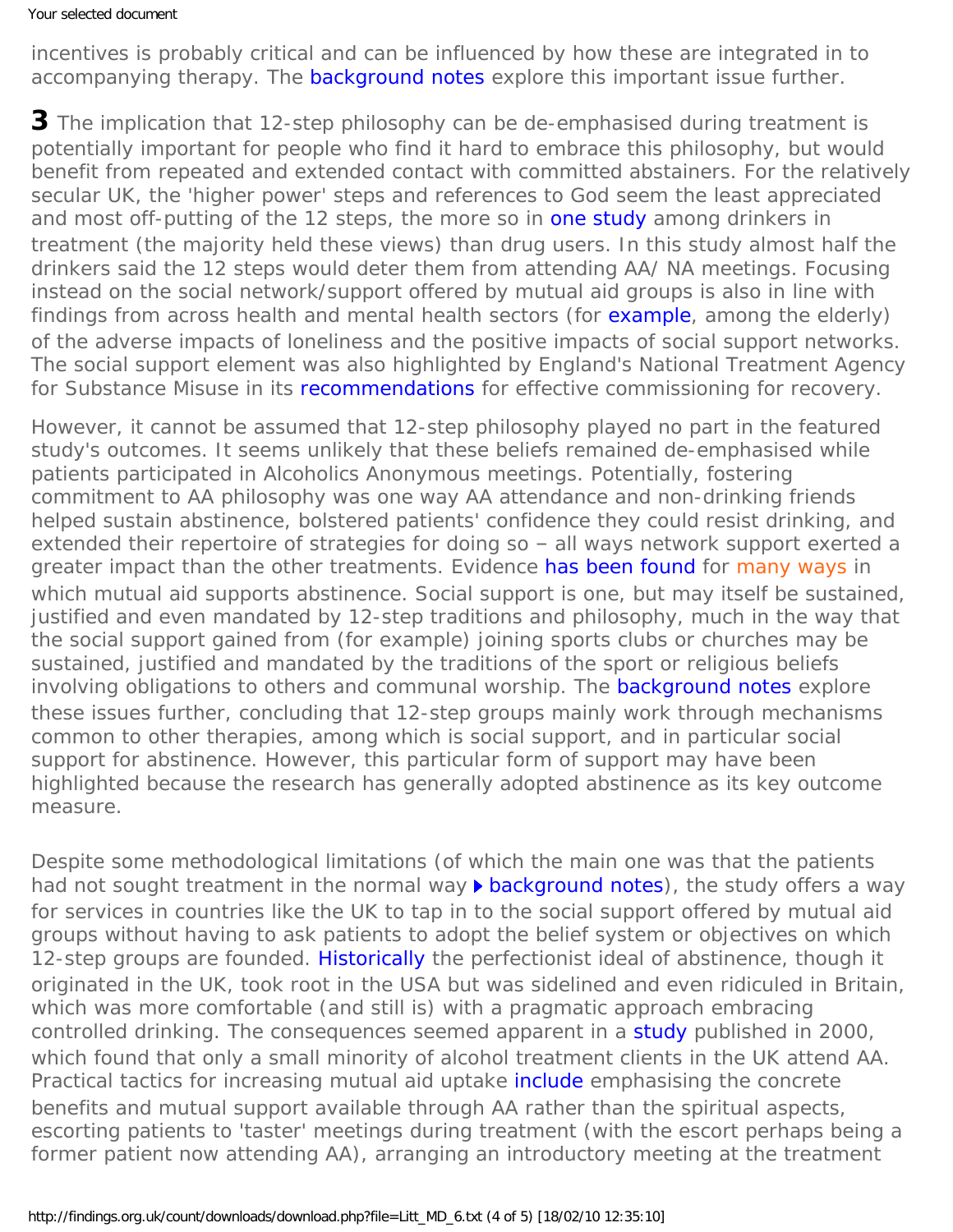incentives is probably critical and can be influenced by how these are integrated in to accompanying therapy. The background notes explore this important issue further.

**3** The implication that 12-step philosophy can be de-emphasised during treatment is potentially important for people who find it hard to embrace this philosophy, but would benefit from repeated and extended contact with committed abstainers. For the relatively secular UK, the 'higher power' steps and references to God seem the least appreciated and most off-putting of the 12 steps, the more so in one study among drinkers in treatment (the majority held these views) than drug users. In this study almost half the drinkers said the 12 steps would deter them from attending AA/ NA meetings. Focusing instead on the social network/support offered by mutual aid groups is also in line with findings from across health and mental health sectors (for example, among the elderly) of the adverse impacts of loneliness and the positive impacts of social support networks. The social support element was also highlighted by England's National Treatment Agency for Substance Misuse in its recommendations for effective commissioning for recovery.

However, it cannot be assumed that 12-step philosophy played no part in the featured study's outcomes. It seems unlikely that these beliefs remained de-emphasised while patients participated in Alcoholics Anonymous meetings. Potentially, fostering commitment to AA philosophy was one way AA attendance and non-drinking friends helped sustain abstinence, bolstered patients' confidence they could resist drinking, and extended their repertoire of strategies for doing so – all ways network support exerted a greater impact than the other treatments. Evidence has been found for many ways in which mutual aid supports abstinence. Social support is one, but may itself be sustained, justified and even mandated by 12-step traditions and philosophy, much in the way that the social support gained from (for example) joining sports clubs or churches may be sustained, justified and mandated by the traditions of the sport or religious beliefs involving obligations to others and communal worship. The background notes explore these issues further, concluding that 12-step groups mainly work through mechanisms common to other therapies, among which is social support, and in particular social support for abstinence. However, this particular form of support may have been highlighted because the research has generally adopted abstinence as its key outcome measure.

Despite some methodological limitations (of which the main one was that the patients had not sought treatment in the normal way ▶ background notes), the study offers a way for services in countries like the UK to tap in to the social support offered by mutual aid groups without having to ask patients to adopt the belief system or objectives on which 12-step groups are founded. Historically the perfectionist ideal of abstinence, though it originated in the UK, took root in the USA but was sidelined and even ridiculed in Britain, which was more comfortable (and still is) with a pragmatic approach embracing controlled drinking. The consequences seemed apparent in a study published in 2000, which found that only a small minority of alcohol treatment clients in the UK attend AA. Practical tactics for increasing mutual aid uptake include emphasising the concrete benefits and mutual support available through AA rather than the spiritual aspects, escorting patients to 'taster' meetings during treatment (with the escort perhaps being a former patient now attending AA), arranging an introductory meeting at the treatment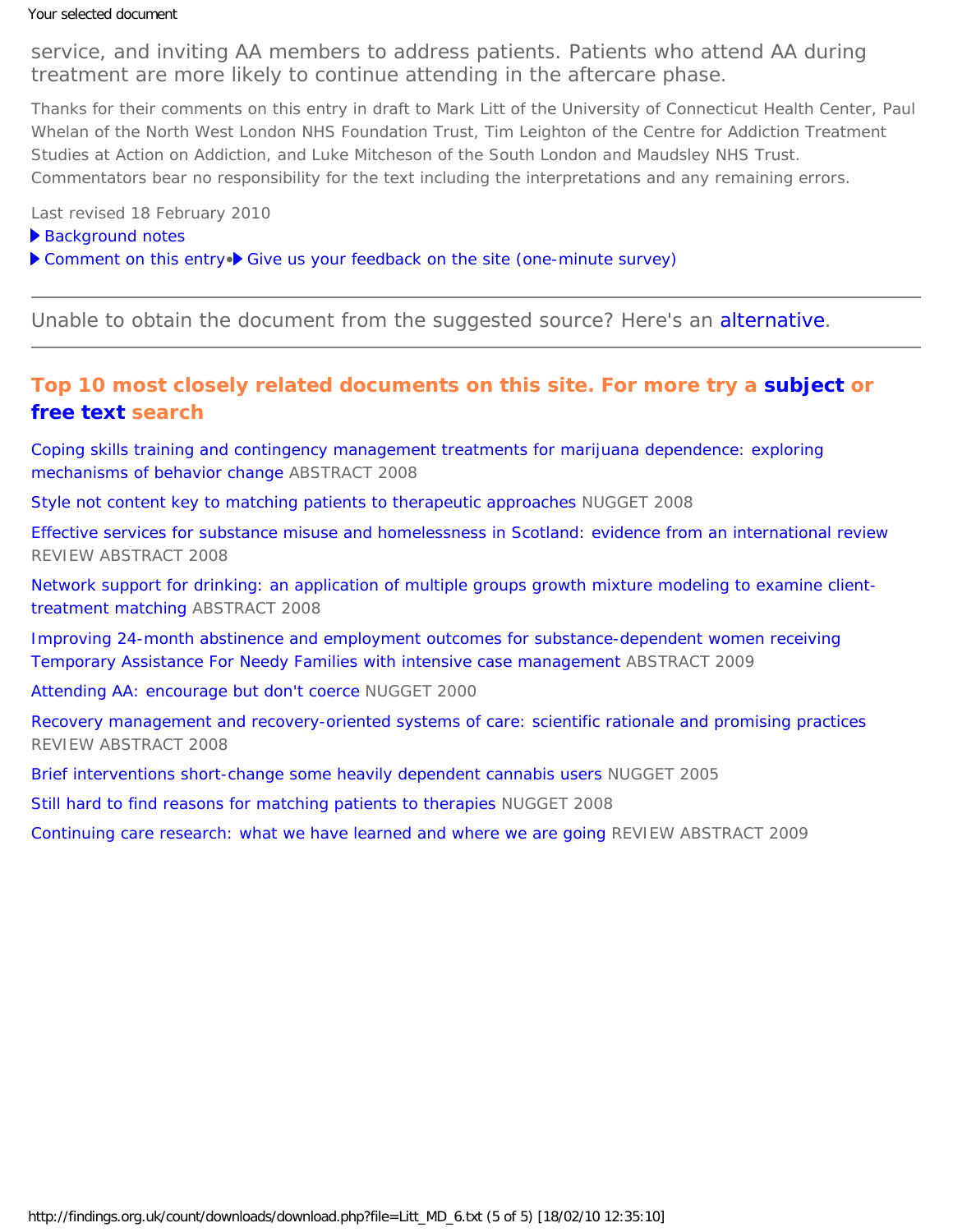service, and inviting AA members to address patients. Patients who attend AA during treatment are more likely to continue attending in the aftercare phase.

Thanks for their comments on this entry in draft to Mark Litt of the University of Connecticut Health Center, Paul Whelan of the North West London NHS Foundation Trust, Tim Leighton of the Centre for Addiction Treatment Studies at Action on Addiction, and Luke Mitcheson of the South London and Maudsley NHS Trust. Commentators bear no responsibility for the text including the interpretations and any remaining errors.

Last revised 18 February 2010

▶ Background notes

▶ Comment on this entry • ▶ Give us your feedback on the site (one-minute survey)

---

Unable to obtain the document from the suggested source? Here's an alternative.

---

## Top 10 most closely related documents on this site. For more try a subject or free text search

Coping skills training and contingency management treatments for marijuana dependence: exploring mechanisms of behavior change ABSTRACT 2008

Style not content key to matching patients to therapeutic approaches NUGGET 2008

Effective services for substance misuse and homelessness in Scotland: evidence from an international review REVIEW ABSTRACT 2008

Network support for drinking: an application of multiple groups growth mixture modeling to examine client-treatment matching ABSTRACT 2008

Improving 24-month abstinence and employment outcomes for substance-dependent women receiving Temporary Assistance For Needy Families with intensive case management ABSTRACT 2009

Attending AA: encourage but don't coerce NUGGET 2000

Recovery management and recovery-oriented systems of care: scientific rationale and promising practices REVIEW ABSTRACT 2008

Brief interventions short-change some heavily dependent cannabis users NUGGET 2005

Still hard to find reasons for matching patients to therapies NUGGET 2008

Continuing care research: what we have learned and where we are going REVIEW ABSTRACT 2009